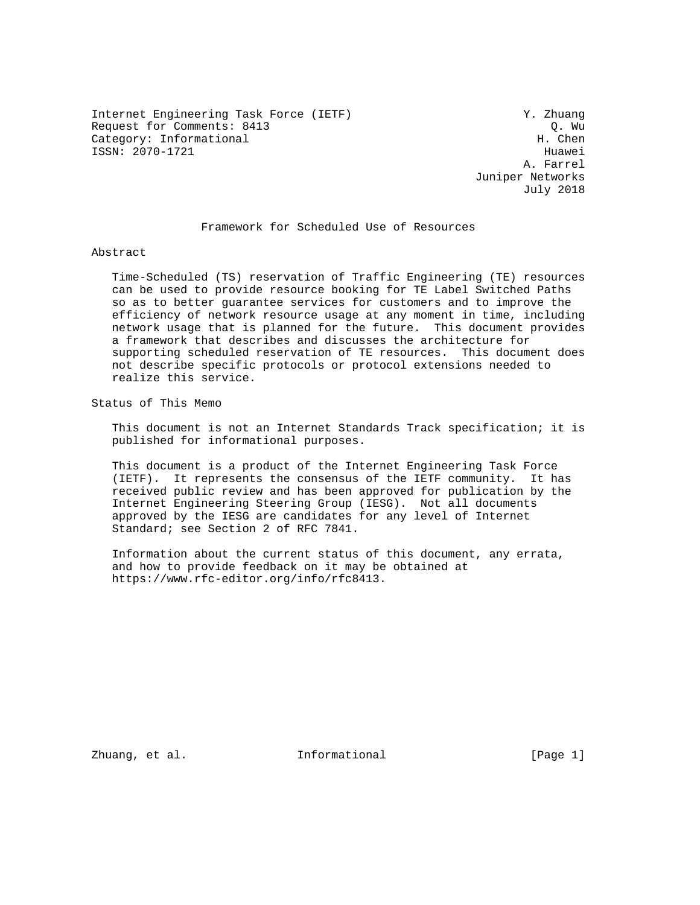Internet Engineering Task Force (IETF) Y. Zhuang
Request for Comments: 8413 Q. Wu
Category: Informational H. Chen
ISSN: 2070-1721 Huawei
A. Farrel
Juniper Networks
July 2018

# Framework for Scheduled Use of Resources

## Abstract

Time-Scheduled (TS) reservation of Traffic Engineering (TE) resources can be used to provide resource booking for TE Label Switched Paths so as to better guarantee services for customers and to improve the efficiency of network resource usage at any moment in time, including network usage that is planned for the future. This document provides a framework that describes and discusses the architecture for supporting scheduled reservation of TE resources. This document does not describe specific protocols or protocol extensions needed to realize this service.

## Status of This Memo

This document is not an Internet Standards Track specification; it is published for informational purposes.

This document is a product of the Internet Engineering Task Force (IETF). It represents the consensus of the IETF community. It has received public review and has been approved for publication by the Internet Engineering Steering Group (IESG). Not all documents approved by the IESG are candidates for any level of Internet Standard; see Section 2 of RFC 7841.

Information about the current status of this document, any errata, and how to provide feedback on it may be obtained at https://www.rfc-editor.org/info/rfc8413.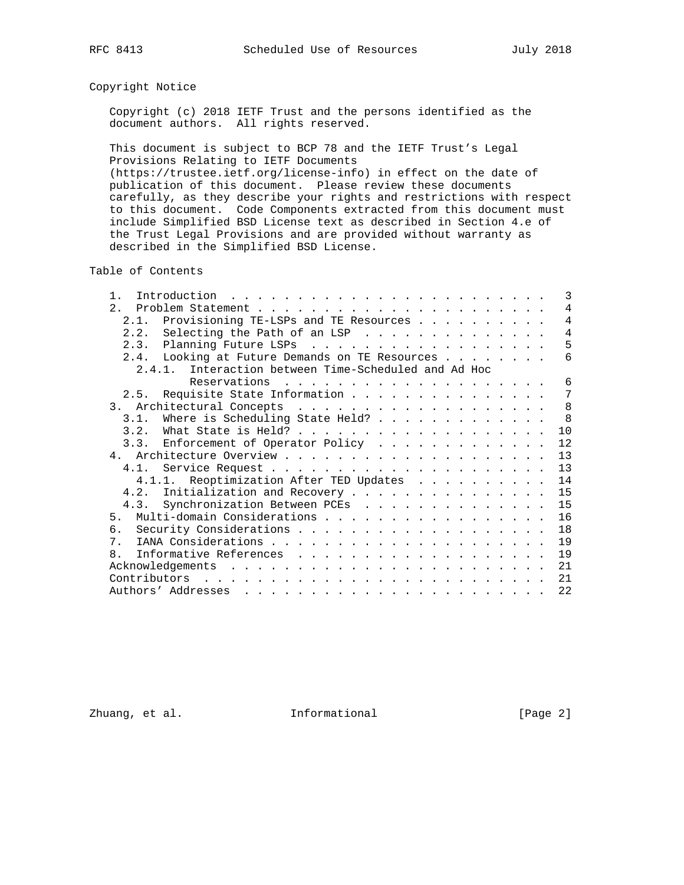## Copyright Notice

Copyright (c) 2018 IETF Trust and the persons identified as the document authors. All rights reserved.

This document is subject to BCP 78 and the IETF Trust's Legal Provisions Relating to IETF Documents (https://trustee.ietf.org/license-info) in effect on the date of publication of this document. Please review these documents carefully, as they describe your rights and restrictions with respect to this document. Code Components extracted from this document must include Simplified BSD License text as described in Section 4.e of the Trust Legal Provisions and are provided without warranty as described in the Simplified BSD License.

## Table of Contents

```
   1.  Introduction  . . . . . . . . . . . . . . . . . . . . . . . .   3
   2.  Problem Statement . . . . . . . . . . . . . . . . . . . . . .   4
     2.1.  Provisioning TE-LSPs and TE Resources . . . . . . . . . .   4
     2.2.  Selecting the Path of an LSP  . . . . . . . . . . . . . .   4
     2.3.  Planning Future LSPs  . . . . . . . . . . . . . . . . . .   5
     2.4.  Looking at Future Demands on TE Resources . . . . . . . .   6
       2.4.1.  Interaction between Time-Scheduled and Ad Hoc
               Reservations  . . . . . . . . . . . . . . . . . . . .   6
     2.5.  Requisite State Information . . . . . . . . . . . . . . .   7
   3.  Architectural Concepts  . . . . . . . . . . . . . . . . . . .   8
     3.1.  Where is Scheduling State Held? . . . . . . . . . . . . .   8
     3.2.  What State is Held? . . . . . . . . . . . . . . . . . . .  10
     3.3.  Enforcement of Operator Policy  . . . . . . . . . . . . .  12
   4.  Architecture Overview . . . . . . . . . . . . . . . . . . . .  13
     4.1.  Service Request . . . . . . . . . . . . . . . . . . . . .  13
       4.1.1.  Reoptimization After TED Updates  . . . . . . . . . .  14
     4.2.  Initialization and Recovery . . . . . . . . . . . . . . .  15
     4.3.  Synchronization Between PCEs  . . . . . . . . . . . . . .  15
   5.  Multi-domain Considerations . . . . . . . . . . . . . . . . .  16
   6.  Security Considerations . . . . . . . . . . . . . . . . . . .  18
   7.  IANA Considerations . . . . . . . . . . . . . . . . . . . . .  19
   8.  Informative References  . . . . . . . . . . . . . . . . . . .  19
   Acknowledgements  . . . . . . . . . . . . . . . . . . . . . . . .  21
   Contributors  . . . . . . . . . . . . . . . . . . . . . . . . . .  21
   Authors' Addresses  . . . . . . . . . . . . . . . . . . . . . . .  22
```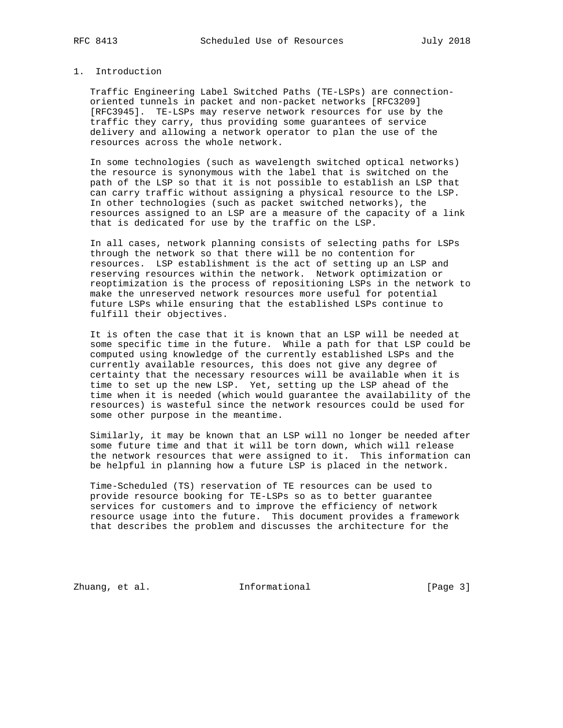# 1. Introduction

Traffic Engineering Label Switched Paths (TE-LSPs) are connection-oriented tunnels in packet and non-packet networks [RFC3209] [RFC3945]. TE-LSPs may reserve network resources for use by the traffic they carry, thus providing some guarantees of service delivery and allowing a network operator to plan the use of the resources across the whole network.

In some technologies (such as wavelength switched optical networks) the resource is synonymous with the label that is switched on the path of the LSP so that it is not possible to establish an LSP that can carry traffic without assigning a physical resource to the LSP. In other technologies (such as packet switched networks), the resources assigned to an LSP are a measure of the capacity of a link that is dedicated for use by the traffic on the LSP.

In all cases, network planning consists of selecting paths for LSPs through the network so that there will be no contention for resources. LSP establishment is the act of setting up an LSP and reserving resources within the network. Network optimization or reoptimization is the process of repositioning LSPs in the network to make the unreserved network resources more useful for potential future LSPs while ensuring that the established LSPs continue to fulfill their objectives.

It is often the case that it is known that an LSP will be needed at some specific time in the future. While a path for that LSP could be computed using knowledge of the currently established LSPs and the currently available resources, this does not give any degree of certainty that the necessary resources will be available when it is time to set up the new LSP. Yet, setting up the LSP ahead of the time when it is needed (which would guarantee the availability of the resources) is wasteful since the network resources could be used for some other purpose in the meantime.

Similarly, it may be known that an LSP will no longer be needed after some future time and that it will be torn down, which will release the network resources that were assigned to it. This information can be helpful in planning how a future LSP is placed in the network.

Time-Scheduled (TS) reservation of TE resources can be used to provide resource booking for TE-LSPs so as to better guarantee services for customers and to improve the efficiency of network resource usage into the future. This document provides a framework that describes the problem and discusses the architecture for the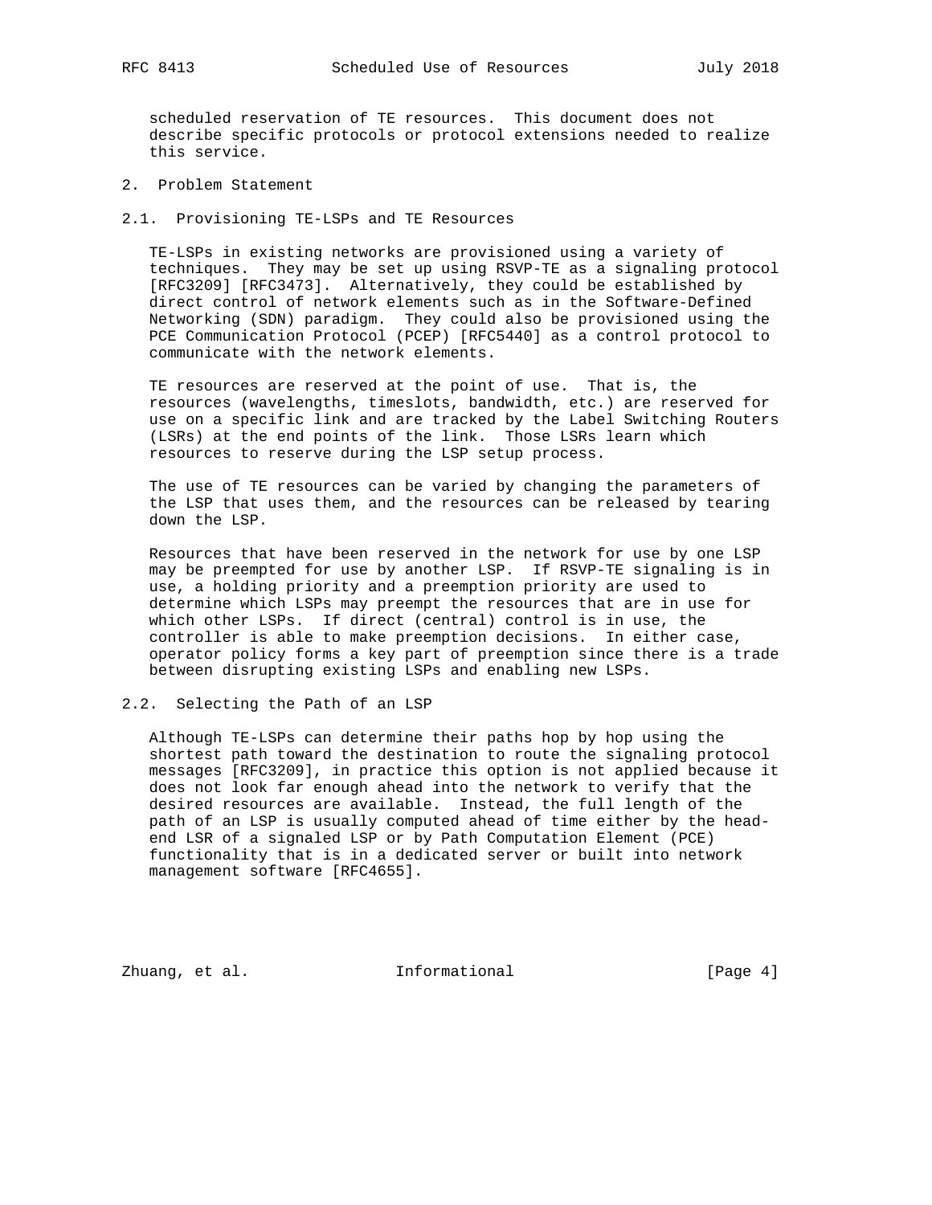scheduled reservation of TE resources. This document does not describe specific protocols or protocol extensions needed to realize this service.

## 2. Problem Statement

### 2.1. Provisioning TE-LSPs and TE Resources

TE-LSPs in existing networks are provisioned using a variety of techniques. They may be set up using RSVP-TE as a signaling protocol [RFC3209] [RFC3473]. Alternatively, they could be established by direct control of network elements such as in the Software-Defined Networking (SDN) paradigm. They could also be provisioned using the PCE Communication Protocol (PCEP) [RFC5440] as a control protocol to communicate with the network elements.

TE resources are reserved at the point of use. That is, the resources (wavelengths, timeslots, bandwidth, etc.) are reserved for use on a specific link and are tracked by the Label Switching Routers (LSRs) at the end points of the link. Those LSRs learn which resources to reserve during the LSP setup process.

The use of TE resources can be varied by changing the parameters of the LSP that uses them, and the resources can be released by tearing down the LSP.

Resources that have been reserved in the network for use by one LSP may be preempted for use by another LSP. If RSVP-TE signaling is in use, a holding priority and a preemption priority are used to determine which LSPs may preempt the resources that are in use for which other LSPs. If direct (central) control is in use, the controller is able to make preemption decisions. In either case, operator policy forms a key part of preemption since there is a trade between disrupting existing LSPs and enabling new LSPs.

### 2.2. Selecting the Path of an LSP

Although TE-LSPs can determine their paths hop by hop using the shortest path toward the destination to route the signaling protocol messages [RFC3209], in practice this option is not applied because it does not look far enough ahead into the network to verify that the desired resources are available. Instead, the full length of the path of an LSP is usually computed ahead of time either by the head-end LSR of a signaled LSP or by Path Computation Element (PCE) functionality that is in a dedicated server or built into network management software [RFC4655].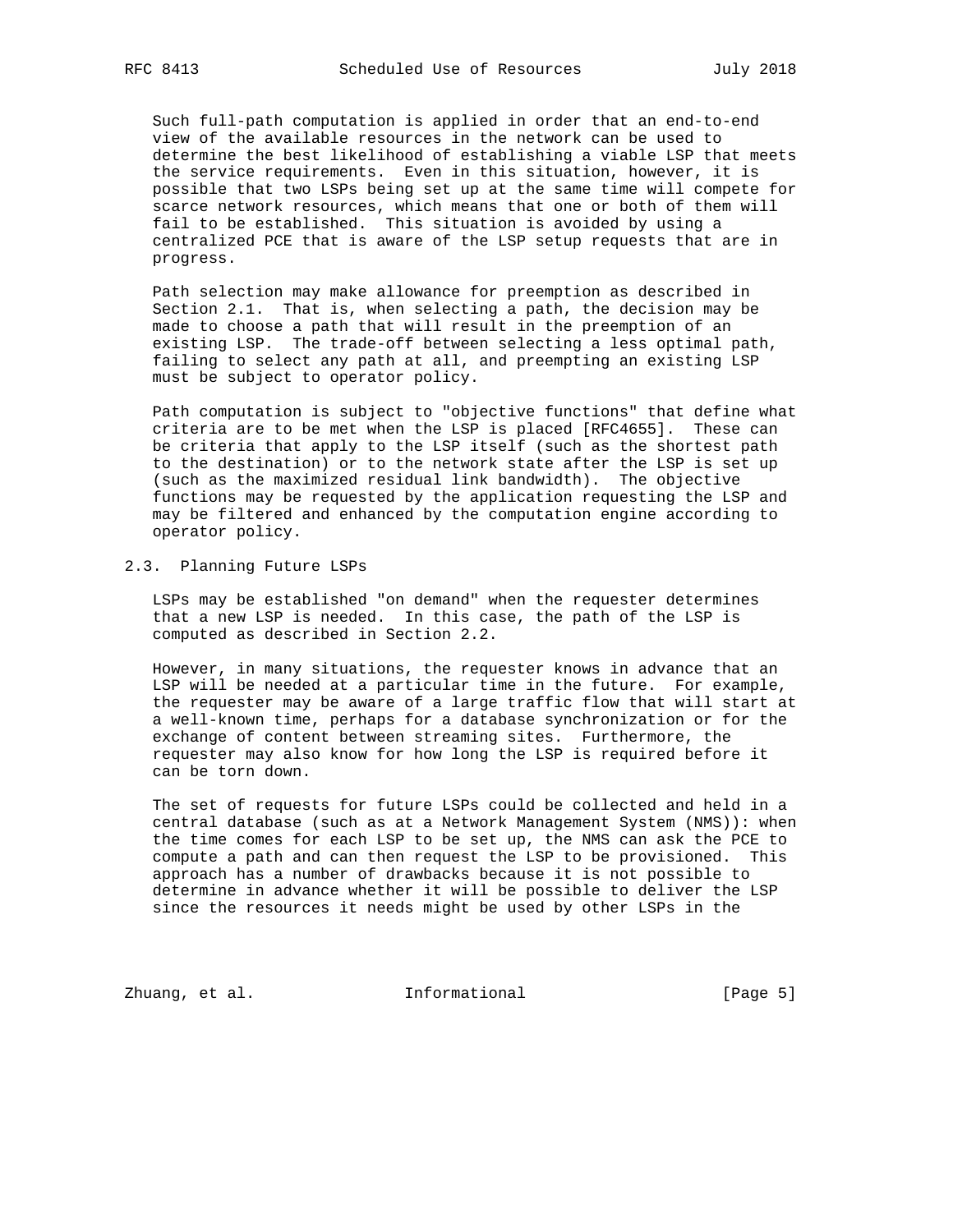Such full-path computation is applied in order that an end-to-end view of the available resources in the network can be used to determine the best likelihood of establishing a viable LSP that meets the service requirements. Even in this situation, however, it is possible that two LSPs being set up at the same time will compete for scarce network resources, which means that one or both of them will fail to be established. This situation is avoided by using a centralized PCE that is aware of the LSP setup requests that are in progress.

Path selection may make allowance for preemption as described in Section 2.1. That is, when selecting a path, the decision may be made to choose a path that will result in the preemption of an existing LSP. The trade-off between selecting a less optimal path, failing to select any path at all, and preempting an existing LSP must be subject to operator policy.

Path computation is subject to "objective functions" that define what criteria are to be met when the LSP is placed [RFC4655]. These can be criteria that apply to the LSP itself (such as the shortest path to the destination) or to the network state after the LSP is set up (such as the maximized residual link bandwidth). The objective functions may be requested by the application requesting the LSP and may be filtered and enhanced by the computation engine according to operator policy.

## 2.3. Planning Future LSPs

LSPs may be established "on demand" when the requester determines that a new LSP is needed. In this case, the path of the LSP is computed as described in Section 2.2.

However, in many situations, the requester knows in advance that an LSP will be needed at a particular time in the future. For example, the requester may be aware of a large traffic flow that will start at a well-known time, perhaps for a database synchronization or for the exchange of content between streaming sites. Furthermore, the requester may also know for how long the LSP is required before it can be torn down.

The set of requests for future LSPs could be collected and held in a central database (such as at a Network Management System (NMS)): when the time comes for each LSP to be set up, the NMS can ask the PCE to compute a path and can then request the LSP to be provisioned. This approach has a number of drawbacks because it is not possible to determine in advance whether it will be possible to deliver the LSP since the resources it needs might be used by other LSPs in the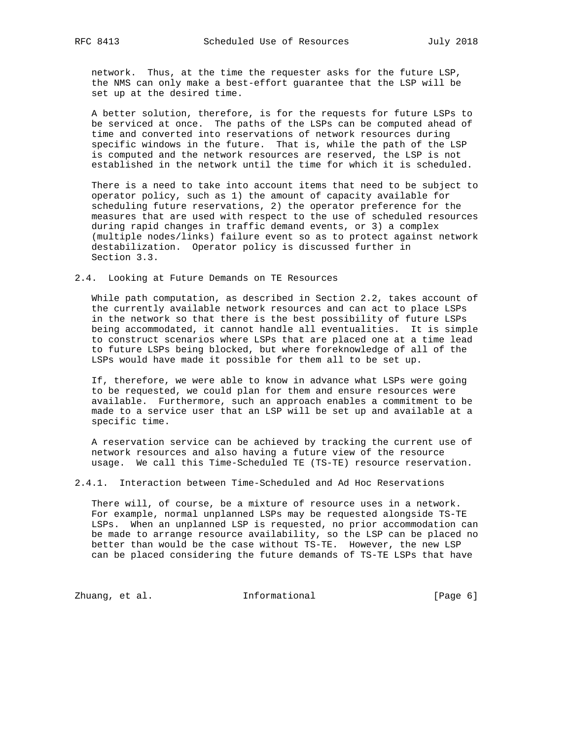network. Thus, at the time the requester asks for the future LSP, the NMS can only make a best-effort guarantee that the LSP will be set up at the desired time.

A better solution, therefore, is for the requests for future LSPs to be serviced at once. The paths of the LSPs can be computed ahead of time and converted into reservations of network resources during specific windows in the future. That is, while the path of the LSP is computed and the network resources are reserved, the LSP is not established in the network until the time for which it is scheduled.

There is a need to take into account items that need to be subject to operator policy, such as 1) the amount of capacity available for scheduling future reservations, 2) the operator preference for the measures that are used with respect to the use of scheduled resources during rapid changes in traffic demand events, or 3) a complex (multiple nodes/links) failure event so as to protect against network destabilization. Operator policy is discussed further in Section 3.3.

### 2.4. Looking at Future Demands on TE Resources

While path computation, as described in Section 2.2, takes account of the currently available network resources and can act to place LSPs in the network so that there is the best possibility of future LSPs being accommodated, it cannot handle all eventualities. It is simple to construct scenarios where LSPs that are placed one at a time lead to future LSPs being blocked, but where foreknowledge of all of the LSPs would have made it possible for them all to be set up.

If, therefore, we were able to know in advance what LSPs were going to be requested, we could plan for them and ensure resources were available. Furthermore, such an approach enables a commitment to be made to a service user that an LSP will be set up and available at a specific time.

A reservation service can be achieved by tracking the current use of network resources and also having a future view of the resource usage. We call this Time-Scheduled TE (TS-TE) resource reservation.

#### 2.4.1. Interaction between Time-Scheduled and Ad Hoc Reservations

There will, of course, be a mixture of resource uses in a network. For example, normal unplanned LSPs may be requested alongside TS-TE LSPs. When an unplanned LSP is requested, no prior accommodation can be made to arrange resource availability, so the LSP can be placed no better than would be the case without TS-TE. However, the new LSP can be placed considering the future demands of TS-TE LSPs that have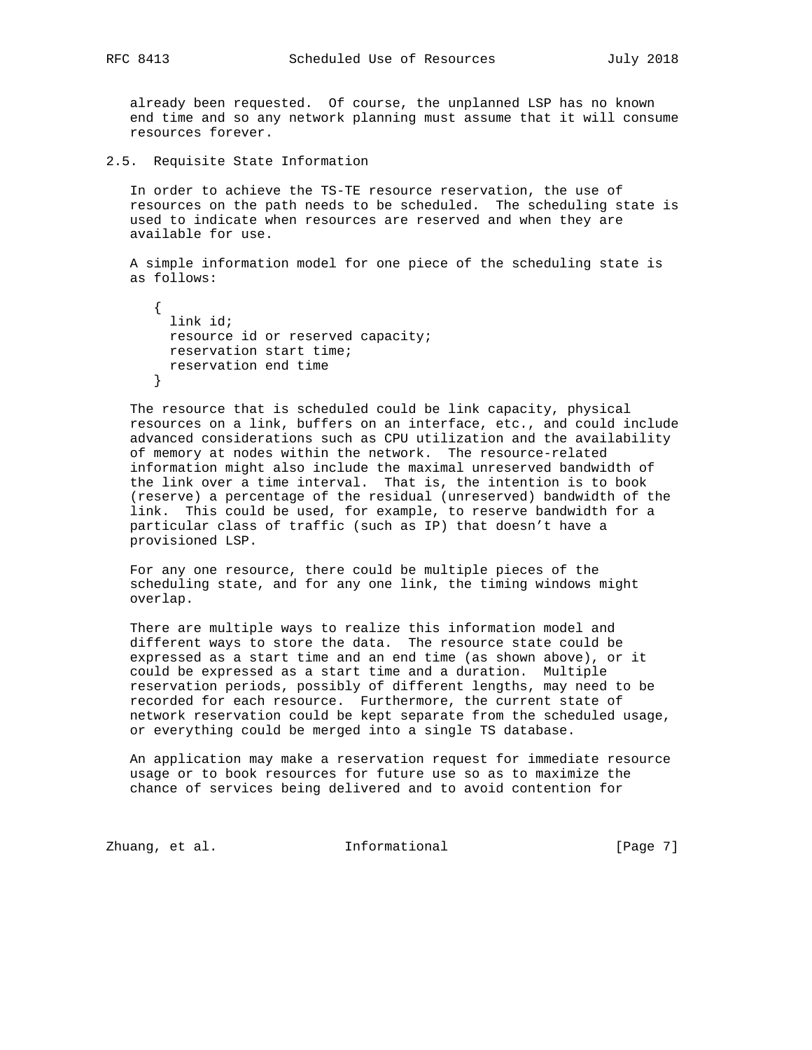already been requested. Of course, the unplanned LSP has no known end time and so any network planning must assume that it will consume resources forever.

## 2.5. Requisite State Information

In order to achieve the TS-TE resource reservation, the use of resources on the path needs to be scheduled. The scheduling state is used to indicate when resources are reserved and when they are available for use.

A simple information model for one piece of the scheduling state is as follows:

```
{
  link id;
  resource id or reserved capacity;
  reservation start time;
  reservation end time
}
```

The resource that is scheduled could be link capacity, physical resources on a link, buffers on an interface, etc., and could include advanced considerations such as CPU utilization and the availability of memory at nodes within the network. The resource-related information might also include the maximal unreserved bandwidth of the link over a time interval. That is, the intention is to book (reserve) a percentage of the residual (unreserved) bandwidth of the link. This could be used, for example, to reserve bandwidth for a particular class of traffic (such as IP) that doesn't have a provisioned LSP.

For any one resource, there could be multiple pieces of the scheduling state, and for any one link, the timing windows might overlap.

There are multiple ways to realize this information model and different ways to store the data. The resource state could be expressed as a start time and an end time (as shown above), or it could be expressed as a start time and a duration. Multiple reservation periods, possibly of different lengths, may need to be recorded for each resource. Furthermore, the current state of network reservation could be kept separate from the scheduled usage, or everything could be merged into a single TS database.

An application may make a reservation request for immediate resource usage or to book resources for future use so as to maximize the chance of services being delivered and to avoid contention for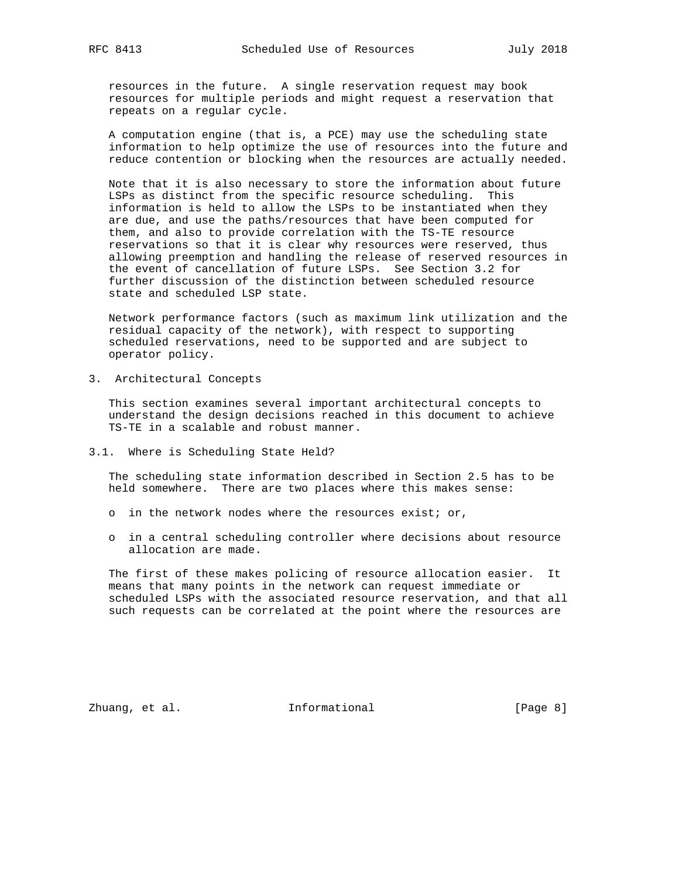resources in the future. A single reservation request may book resources for multiple periods and might request a reservation that repeats on a regular cycle.

A computation engine (that is, a PCE) may use the scheduling state information to help optimize the use of resources into the future and reduce contention or blocking when the resources are actually needed.

Note that it is also necessary to store the information about future LSPs as distinct from the specific resource scheduling. This information is held to allow the LSPs to be instantiated when they are due, and use the paths/resources that have been computed for them, and also to provide correlation with the TS-TE resource reservations so that it is clear why resources were reserved, thus allowing preemption and handling the release of reserved resources in the event of cancellation of future LSPs. See Section 3.2 for further discussion of the distinction between scheduled resource state and scheduled LSP state.

Network performance factors (such as maximum link utilization and the residual capacity of the network), with respect to supporting scheduled reservations, need to be supported and are subject to operator policy.

# 3. Architectural Concepts

This section examines several important architectural concepts to understand the design decisions reached in this document to achieve TS-TE in a scalable and robust manner.

## 3.1. Where is Scheduling State Held?

The scheduling state information described in Section 2.5 has to be held somewhere. There are two places where this makes sense:

- in the network nodes where the resources exist; or,
- in a central scheduling controller where decisions about resource allocation are made.

The first of these makes policing of resource allocation easier. It means that many points in the network can request immediate or scheduled LSPs with the associated resource reservation, and that all such requests can be correlated at the point where the resources are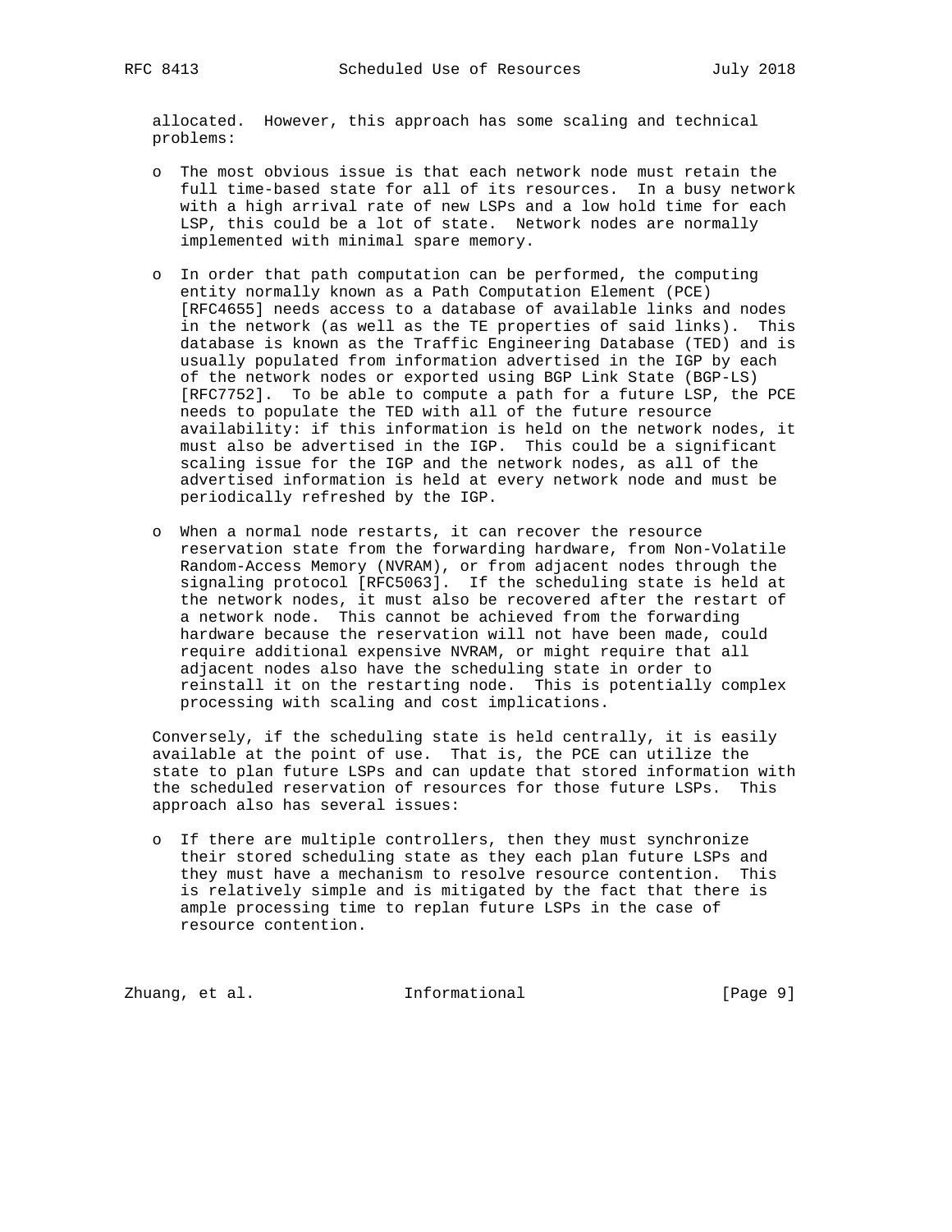allocated. However, this approach has some scaling and technical problems:

- The most obvious issue is that each network node must retain the full time-based state for all of its resources. In a busy network with a high arrival rate of new LSPs and a low hold time for each LSP, this could be a lot of state. Network nodes are normally implemented with minimal spare memory.

- In order that path computation can be performed, the computing entity normally known as a Path Computation Element (PCE) [RFC4655] needs access to a database of available links and nodes in the network (as well as the TE properties of said links). This database is known as the Traffic Engineering Database (TED) and is usually populated from information advertised in the IGP by each of the network nodes or exported using BGP Link State (BGP-LS) [RFC7752]. To be able to compute a path for a future LSP, the PCE needs to populate the TED with all of the future resource availability: if this information is held on the network nodes, it must also be advertised in the IGP. This could be a significant scaling issue for the IGP and the network nodes, as all of the advertised information is held at every network node and must be periodically refreshed by the IGP.

- When a normal node restarts, it can recover the resource reservation state from the forwarding hardware, from Non-Volatile Random-Access Memory (NVRAM), or from adjacent nodes through the signaling protocol [RFC5063]. If the scheduling state is held at the network nodes, it must also be recovered after the restart of a network node. This cannot be achieved from the forwarding hardware because the reservation will not have been made, could require additional expensive NVRAM, or might require that all adjacent nodes also have the scheduling state in order to reinstall it on the restarting node. This is potentially complex processing with scaling and cost implications.

Conversely, if the scheduling state is held centrally, it is easily available at the point of use. That is, the PCE can utilize the state to plan future LSPs and can update that stored information with the scheduled reservation of resources for those future LSPs. This approach also has several issues:

- If there are multiple controllers, then they must synchronize their stored scheduling state as they each plan future LSPs and they must have a mechanism to resolve resource contention. This is relatively simple and is mitigated by the fact that there is ample processing time to replan future LSPs in the case of resource contention.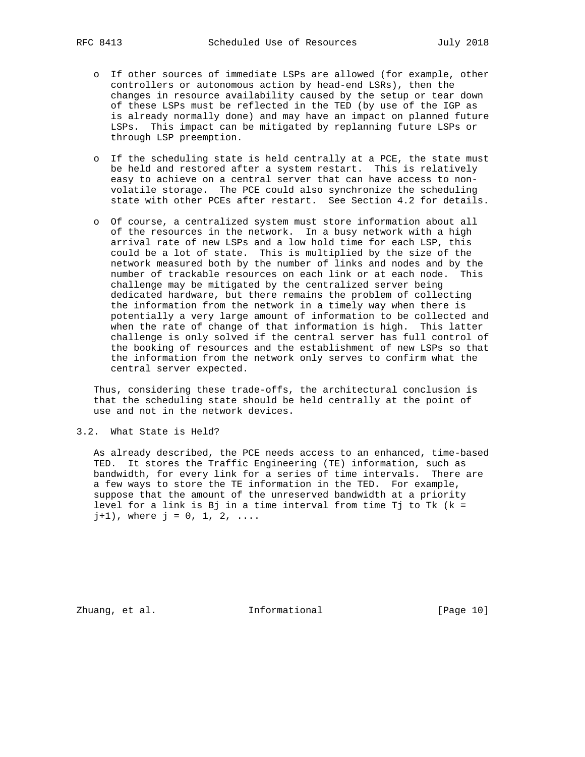- If other sources of immediate LSPs are allowed (for example, other controllers or autonomous action by head-end LSRs), then the changes in resource availability caused by the setup or tear down of these LSPs must be reflected in the TED (by use of the IGP as is already normally done) and may have an impact on planned future LSPs. This impact can be mitigated by replanning future LSPs or through LSP preemption.

- If the scheduling state is held centrally at a PCE, the state must be held and restored after a system restart. This is relatively easy to achieve on a central server that can have access to non-volatile storage. The PCE could also synchronize the scheduling state with other PCEs after restart. See Section 4.2 for details.

- Of course, a centralized system must store information about all of the resources in the network. In a busy network with a high arrival rate of new LSPs and a low hold time for each LSP, this could be a lot of state. This is multiplied by the size of the network measured both by the number of links and nodes and by the number of trackable resources on each link or at each node. This challenge may be mitigated by the centralized server being dedicated hardware, but there remains the problem of collecting the information from the network in a timely way when there is potentially a very large amount of information to be collected and when the rate of change of that information is high. This latter challenge is only solved if the central server has full control of the booking of resources and the establishment of new LSPs so that the information from the network only serves to confirm what the central server expected.

Thus, considering these trade-offs, the architectural conclusion is that the scheduling state should be held centrally at the point of use and not in the network devices.

## 3.2. What State is Held?

As already described, the PCE needs access to an enhanced, time-based TED. It stores the Traffic Engineering (TE) information, such as bandwidth, for every link for a series of time intervals. There are a few ways to store the TE information in the TED. For example, suppose that the amount of the unreserved bandwidth at a priority level for a link is $Bj$ in a time interval from time $Tj$ to $Tk$ ($k = j+1$), where $j = 0, 1, 2, \ldots$.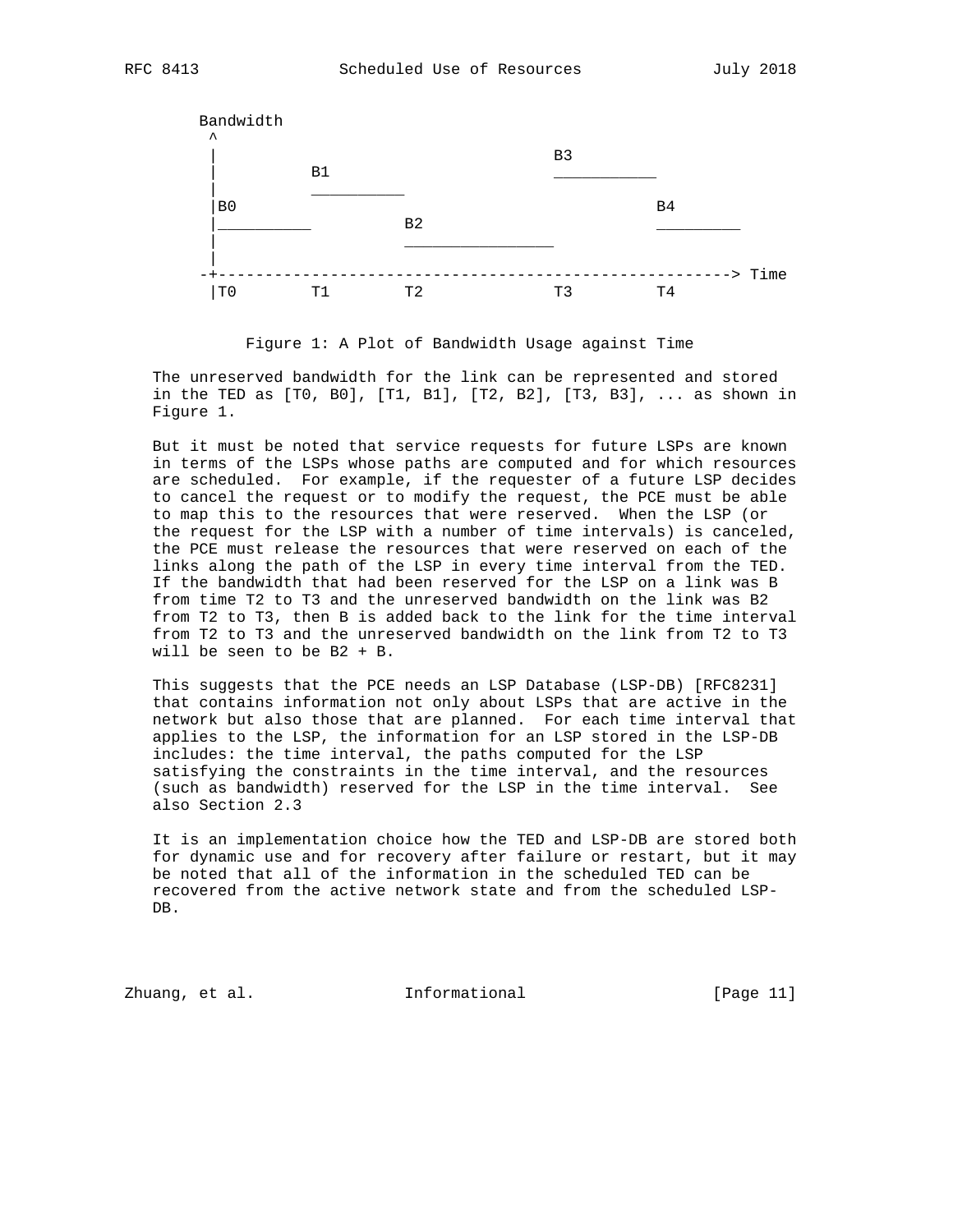```
      Bandwidth
       ^
       |                                   B3
       |         B1                        ___________
       |         __________
       |B0                                           B4
       |__________          B2                       _________
       |                    ________________
       |
      -+-------------------------------------------------------> Time
       |T0       T1         T2             T3         T4
```

Figure 1: A Plot of Bandwidth Usage against Time

The unreserved bandwidth for the link can be represented and stored in the TED as [T0, B0], [T1, B1], [T2, B2], [T3, B3], ... as shown in Figure 1.

But it must be noted that service requests for future LSPs are known in terms of the LSPs whose paths are computed and for which resources are scheduled. For example, if the requester of a future LSP decides to cancel the request or to modify the request, the PCE must be able to map this to the resources that were reserved. When the LSP (or the request for the LSP with a number of time intervals) is canceled, the PCE must release the resources that were reserved on each of the links along the path of the LSP in every time interval from the TED. If the bandwidth that had been reserved for the LSP on a link was B from time T2 to T3 and the unreserved bandwidth on the link was B2 from T2 to T3, then B is added back to the link for the time interval from T2 to T3 and the unreserved bandwidth on the link from T2 to T3 will be seen to be B2 + B.

This suggests that the PCE needs an LSP Database (LSP-DB) [RFC8231] that contains information not only about LSPs that are active in the network but also those that are planned. For each time interval that applies to the LSP, the information for an LSP stored in the LSP-DB includes: the time interval, the paths computed for the LSP satisfying the constraints in the time interval, and the resources (such as bandwidth) reserved for the LSP in the time interval. See also Section 2.3

It is an implementation choice how the TED and LSP-DB are stored both for dynamic use and for recovery after failure or restart, but it may be noted that all of the information in the scheduled TED can be recovered from the active network state and from the scheduled LSP-DB.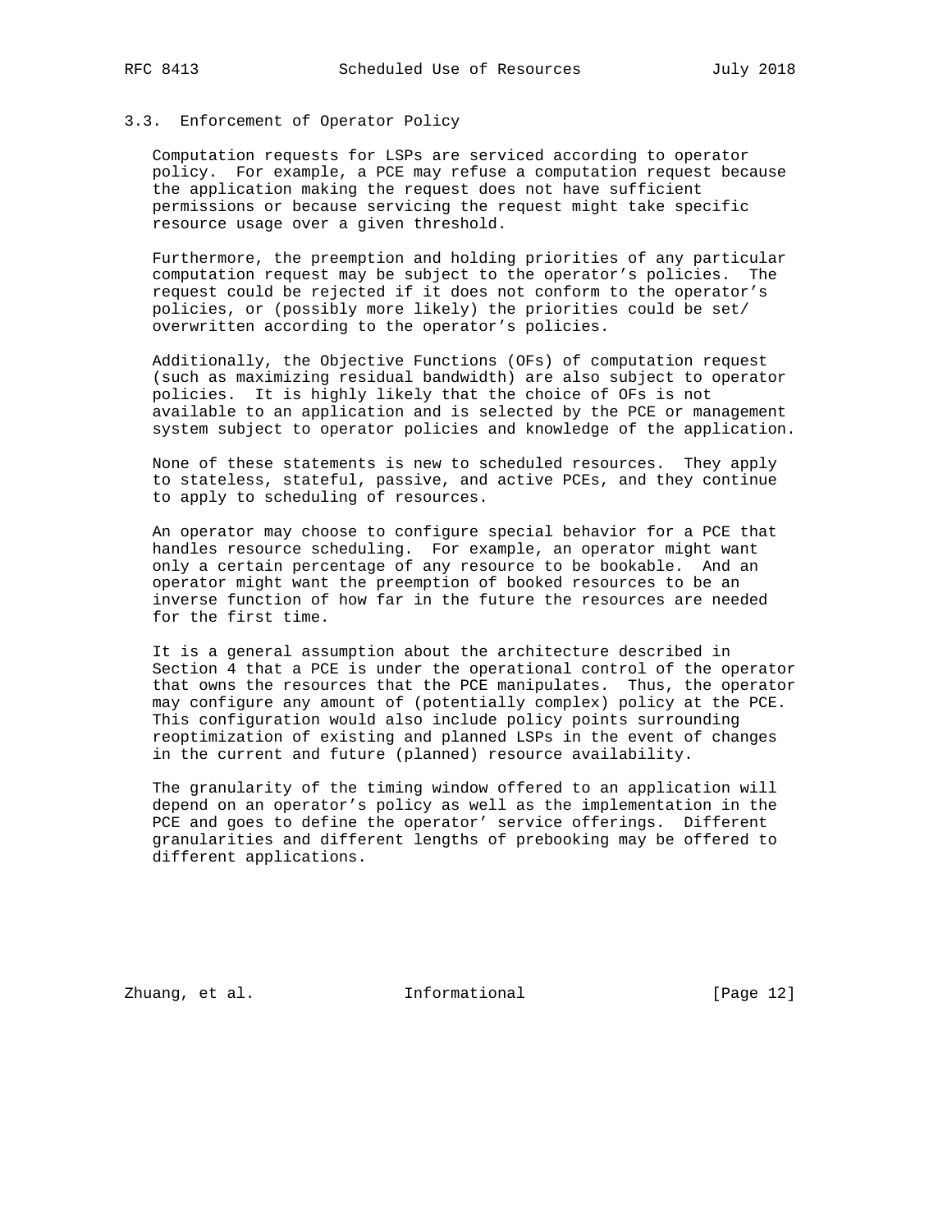### 3.3. Enforcement of Operator Policy

Computation requests for LSPs are serviced according to operator policy. For example, a PCE may refuse a computation request because the application making the request does not have sufficient permissions or because servicing the request might take specific resource usage over a given threshold.

Furthermore, the preemption and holding priorities of any particular computation request may be subject to the operator's policies. The request could be rejected if it does not conform to the operator's policies, or (possibly more likely) the priorities could be set/ overwritten according to the operator's policies.

Additionally, the Objective Functions (OFs) of computation request (such as maximizing residual bandwidth) are also subject to operator policies. It is highly likely that the choice of OFs is not available to an application and is selected by the PCE or management system subject to operator policies and knowledge of the application.

None of these statements is new to scheduled resources. They apply to stateless, stateful, passive, and active PCEs, and they continue to apply to scheduling of resources.

An operator may choose to configure special behavior for a PCE that handles resource scheduling. For example, an operator might want only a certain percentage of any resource to be bookable. And an operator might want the preemption of booked resources to be an inverse function of how far in the future the resources are needed for the first time.

It is a general assumption about the architecture described in Section 4 that a PCE is under the operational control of the operator that owns the resources that the PCE manipulates. Thus, the operator may configure any amount of (potentially complex) policy at the PCE. This configuration would also include policy points surrounding reoptimization of existing and planned LSPs in the event of changes in the current and future (planned) resource availability.

The granularity of the timing window offered to an application will depend on an operator's policy as well as the implementation in the PCE and goes to define the operator' service offerings. Different granularities and different lengths of prebooking may be offered to different applications.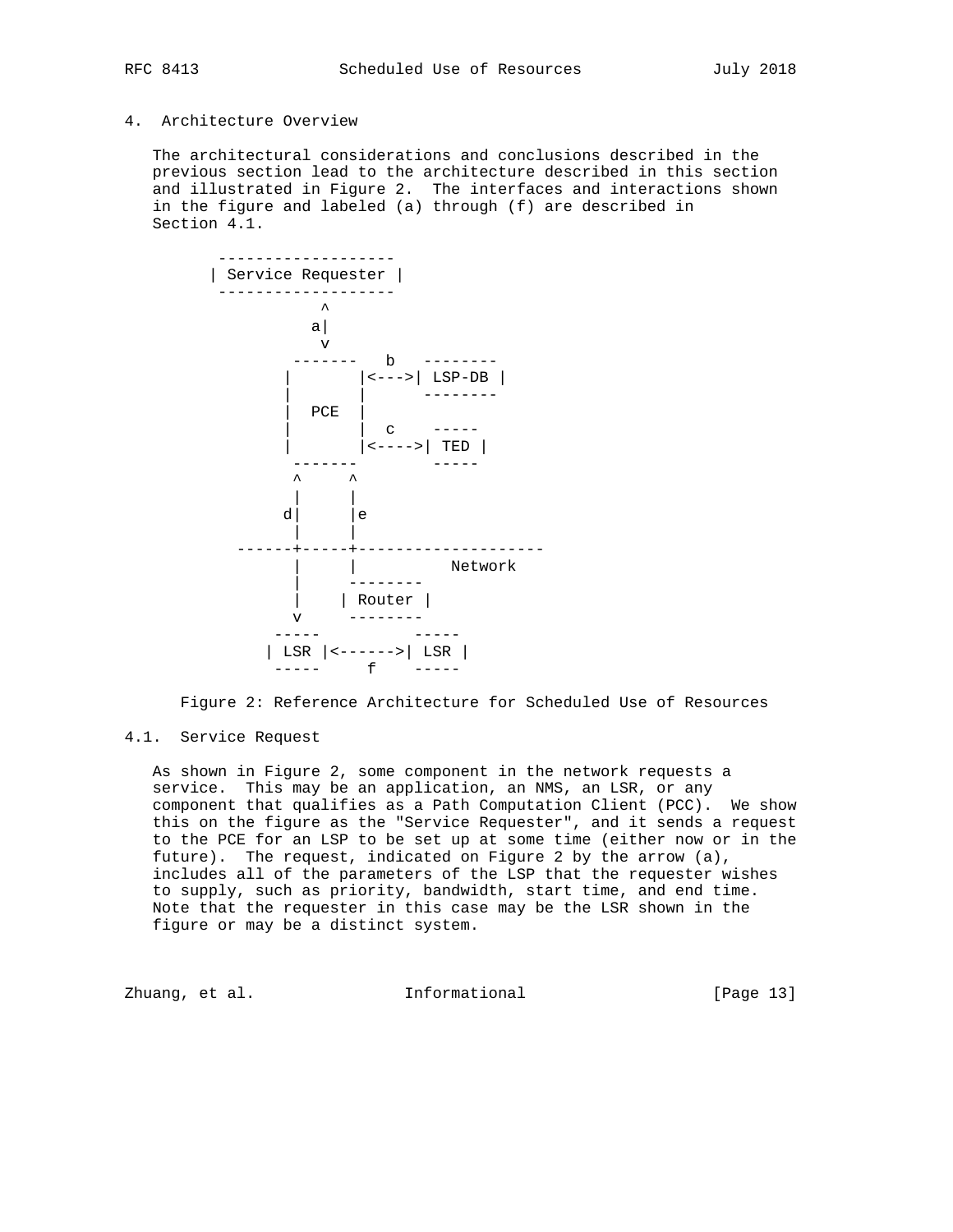## 4. Architecture Overview

The architectural considerations and conclusions described in the previous section lead to the architecture described in this section and illustrated in Figure 2. The interfaces and interactions shown in the figure and labeled (a) through (f) are described in Section 4.1.

```
       -------------------
      | Service Requester |
       -------------------
                 ^
                a|
                 v
              -------   b   --------
             |       |<--->| LSP-DB |
             |       |      --------
             |  PCE  |
             |       |  c    -----
             |       |<---->| TED |
              -------        -----
              ^     ^
              |     |
             d|     |e
              |     |
        ------+-----+--------------------
              |     |          Network
              |     --------
              |    | Router |
              v     --------
            -----          -----
           | LSR |<------>| LSR |
            -----     f    -----
```

Figure 2: Reference Architecture for Scheduled Use of Resources

### 4.1. Service Request

As shown in Figure 2, some component in the network requests a service. This may be an application, an NMS, an LSR, or any component that qualifies as a Path Computation Client (PCC). We show this on the figure as the "Service Requester", and it sends a request to the PCE for an LSP to be set up at some time (either now or in the future). The request, indicated on Figure 2 by the arrow (a), includes all of the parameters of the LSP that the requester wishes to supply, such as priority, bandwidth, start time, and end time. Note that the requester in this case may be the LSR shown in the figure or may be a distinct system.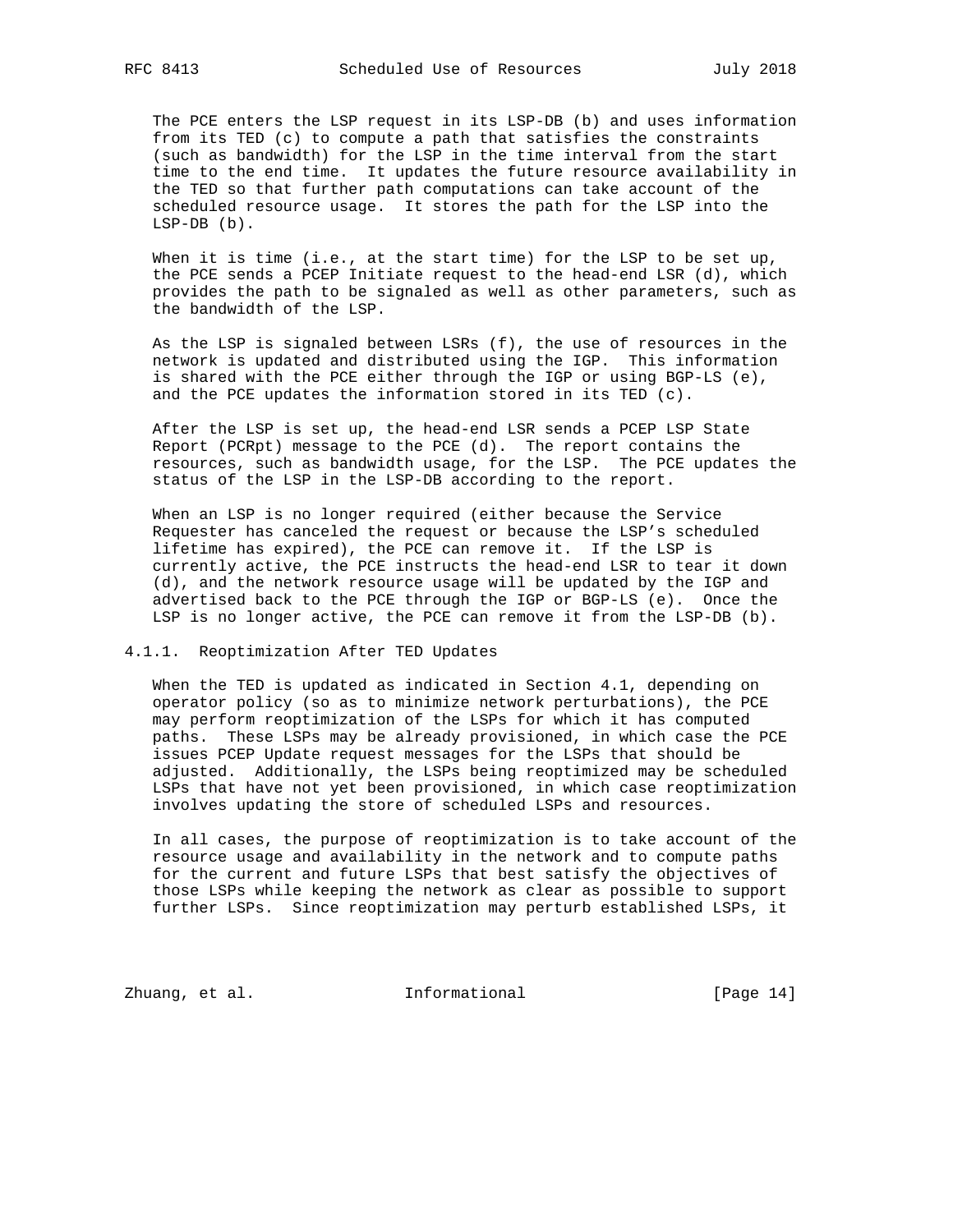The PCE enters the LSP request in its LSP-DB (b) and uses information from its TED (c) to compute a path that satisfies the constraints (such as bandwidth) for the LSP in the time interval from the start time to the end time. It updates the future resource availability in the TED so that further path computations can take account of the scheduled resource usage. It stores the path for the LSP into the LSP-DB (b).

When it is time (i.e., at the start time) for the LSP to be set up, the PCE sends a PCEP Initiate request to the head-end LSR (d), which provides the path to be signaled as well as other parameters, such as the bandwidth of the LSP.

As the LSP is signaled between LSRs (f), the use of resources in the network is updated and distributed using the IGP. This information is shared with the PCE either through the IGP or using BGP-LS (e), and the PCE updates the information stored in its TED (c).

After the LSP is set up, the head-end LSR sends a PCEP LSP State Report (PCRpt) message to the PCE (d). The report contains the resources, such as bandwidth usage, for the LSP. The PCE updates the status of the LSP in the LSP-DB according to the report.

When an LSP is no longer required (either because the Service Requester has canceled the request or because the LSP's scheduled lifetime has expired), the PCE can remove it. If the LSP is currently active, the PCE instructs the head-end LSR to tear it down (d), and the network resource usage will be updated by the IGP and advertised back to the PCE through the IGP or BGP-LS (e). Once the LSP is no longer active, the PCE can remove it from the LSP-DB (b).

### 4.1.1. Reoptimization After TED Updates

When the TED is updated as indicated in Section 4.1, depending on operator policy (so as to minimize network perturbations), the PCE may perform reoptimization of the LSPs for which it has computed paths. These LSPs may be already provisioned, in which case the PCE issues PCEP Update request messages for the LSPs that should be adjusted. Additionally, the LSPs being reoptimized may be scheduled LSPs that have not yet been provisioned, in which case reoptimization involves updating the store of scheduled LSPs and resources.

In all cases, the purpose of reoptimization is to take account of the resource usage and availability in the network and to compute paths for the current and future LSPs that best satisfy the objectives of those LSPs while keeping the network as clear as possible to support further LSPs. Since reoptimization may perturb established LSPs, it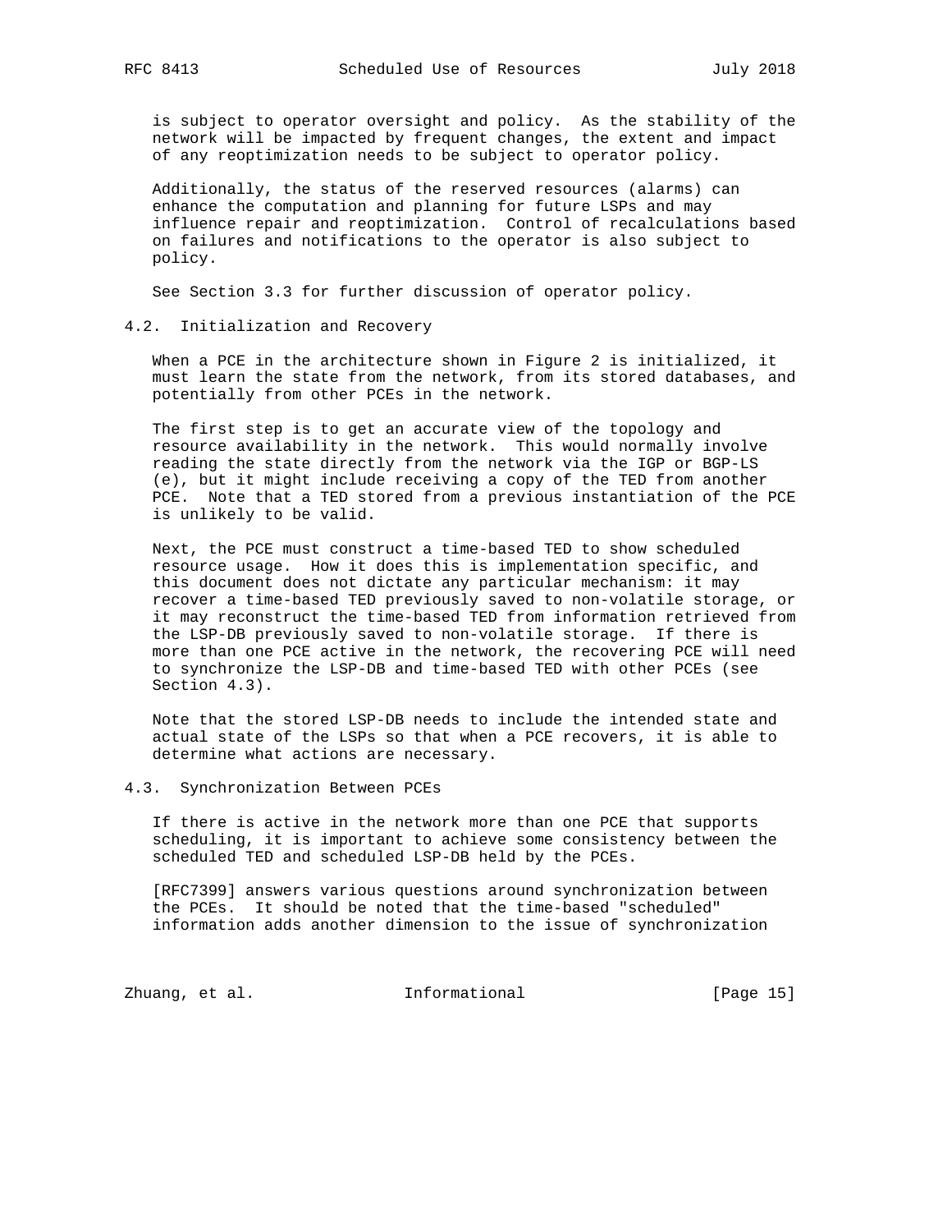is subject to operator oversight and policy. As the stability of the network will be impacted by frequent changes, the extent and impact of any reoptimization needs to be subject to operator policy.

Additionally, the status of the reserved resources (alarms) can enhance the computation and planning for future LSPs and may influence repair and reoptimization. Control of recalculations based on failures and notifications to the operator is also subject to policy.

See Section 3.3 for further discussion of operator policy.

## 4.2. Initialization and Recovery

When a PCE in the architecture shown in Figure 2 is initialized, it must learn the state from the network, from its stored databases, and potentially from other PCEs in the network.

The first step is to get an accurate view of the topology and resource availability in the network. This would normally involve reading the state directly from the network via the IGP or BGP-LS (e), but it might include receiving a copy of the TED from another PCE. Note that a TED stored from a previous instantiation of the PCE is unlikely to be valid.

Next, the PCE must construct a time-based TED to show scheduled resource usage. How it does this is implementation specific, and this document does not dictate any particular mechanism: it may recover a time-based TED previously saved to non-volatile storage, or it may reconstruct the time-based TED from information retrieved from the LSP-DB previously saved to non-volatile storage. If there is more than one PCE active in the network, the recovering PCE will need to synchronize the LSP-DB and time-based TED with other PCEs (see Section 4.3).

Note that the stored LSP-DB needs to include the intended state and actual state of the LSPs so that when a PCE recovers, it is able to determine what actions are necessary.

## 4.3. Synchronization Between PCEs

If there is active in the network more than one PCE that supports scheduling, it is important to achieve some consistency between the scheduled TED and scheduled LSP-DB held by the PCEs.

[RFC7399] answers various questions around synchronization between the PCEs. It should be noted that the time-based "scheduled" information adds another dimension to the issue of synchronization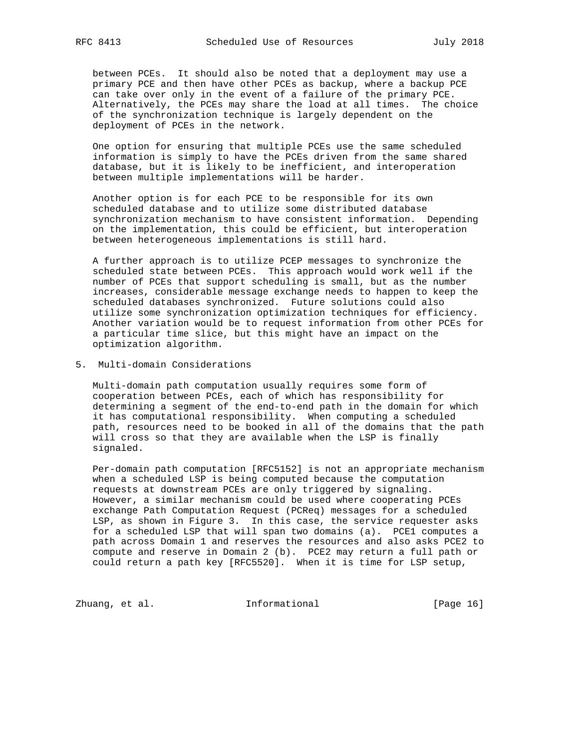between PCEs. It should also be noted that a deployment may use a primary PCE and then have other PCEs as backup, where a backup PCE can take over only in the event of a failure of the primary PCE. Alternatively, the PCEs may share the load at all times. The choice of the synchronization technique is largely dependent on the deployment of PCEs in the network.

One option for ensuring that multiple PCEs use the same scheduled information is simply to have the PCEs driven from the same shared database, but it is likely to be inefficient, and interoperation between multiple implementations will be harder.

Another option is for each PCE to be responsible for its own scheduled database and to utilize some distributed database synchronization mechanism to have consistent information. Depending on the implementation, this could be efficient, but interoperation between heterogeneous implementations is still hard.

A further approach is to utilize PCEP messages to synchronize the scheduled state between PCEs. This approach would work well if the number of PCEs that support scheduling is small, but as the number increases, considerable message exchange needs to happen to keep the scheduled databases synchronized. Future solutions could also utilize some synchronization optimization techniques for efficiency. Another variation would be to request information from other PCEs for a particular time slice, but this might have an impact on the optimization algorithm.

## 5. Multi-domain Considerations

Multi-domain path computation usually requires some form of cooperation between PCEs, each of which has responsibility for determining a segment of the end-to-end path in the domain for which it has computational responsibility. When computing a scheduled path, resources need to be booked in all of the domains that the path will cross so that they are available when the LSP is finally signaled.

Per-domain path computation [RFC5152] is not an appropriate mechanism when a scheduled LSP is being computed because the computation requests at downstream PCEs are only triggered by signaling. However, a similar mechanism could be used where cooperating PCEs exchange Path Computation Request (PCReq) messages for a scheduled LSP, as shown in Figure 3. In this case, the service requester asks for a scheduled LSP that will span two domains (a). PCE1 computes a path across Domain 1 and reserves the resources and also asks PCE2 to compute and reserve in Domain 2 (b). PCE2 may return a full path or could return a path key [RFC5520]. When it is time for LSP setup,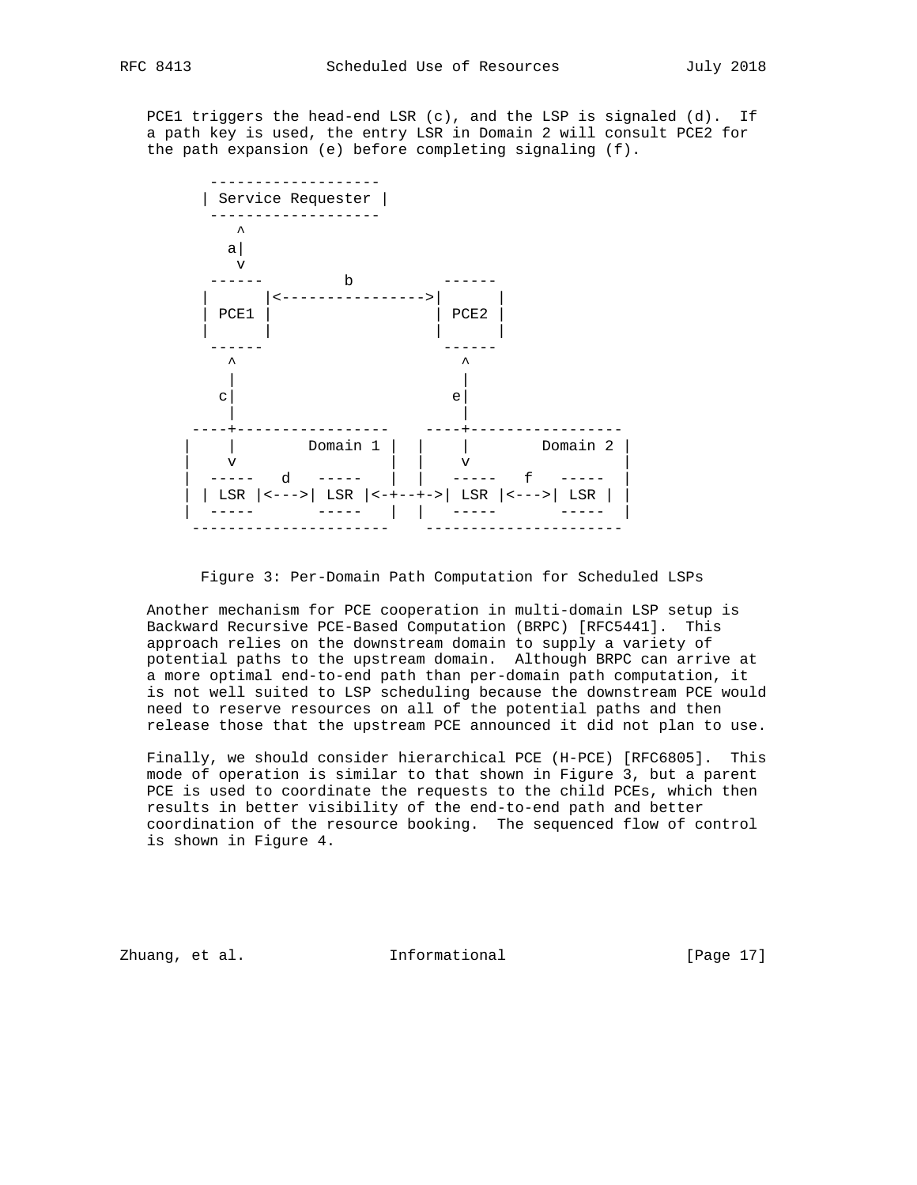PCE1 triggers the head-end LSR (c), and the LSP is signaled (d). If a path key is used, the entry LSR in Domain 2 will consult PCE2 for the path expansion (e) before completing signaling (f).

```
        -------------------
       | Service Requester |
        -------------------
           ^
          a|
           v
        ------         b          ------
       |      |<---------------->|      |
       | PCE1 |                  | PCE2 |
       |      |                  |      |
        ------                    ------
          ^                         ^
          |                         |
         c|                        e|
          |                         |
      ----+-----------------    ----+-----------------
     |    |        Domain 1 |  |    |        Domain 2 |
     |    v                 |  |    v                 |
     |  -----   d   -----   |  |  -----   f   -----   |
     | | LSR |<--->| LSR |<-+--+->| LSR |<--->| LSR | |
     |  -----       -----   |  |  -----       -----   |
      ----------------------    ----------------------
```

Figure 3: Per-Domain Path Computation for Scheduled LSPs

Another mechanism for PCE cooperation in multi-domain LSP setup is Backward Recursive PCE-Based Computation (BRPC) [RFC5441]. This approach relies on the downstream domain to supply a variety of potential paths to the upstream domain. Although BRPC can arrive at a more optimal end-to-end path than per-domain path computation, it is not well suited to LSP scheduling because the downstream PCE would need to reserve resources on all of the potential paths and then release those that the upstream PCE announced it did not plan to use.

Finally, we should consider hierarchical PCE (H-PCE) [RFC6805]. This mode of operation is similar to that shown in Figure 3, but a parent PCE is used to coordinate the requests to the child PCEs, which then results in better visibility of the end-to-end path and better coordination of the resource booking. The sequenced flow of control is shown in Figure 4.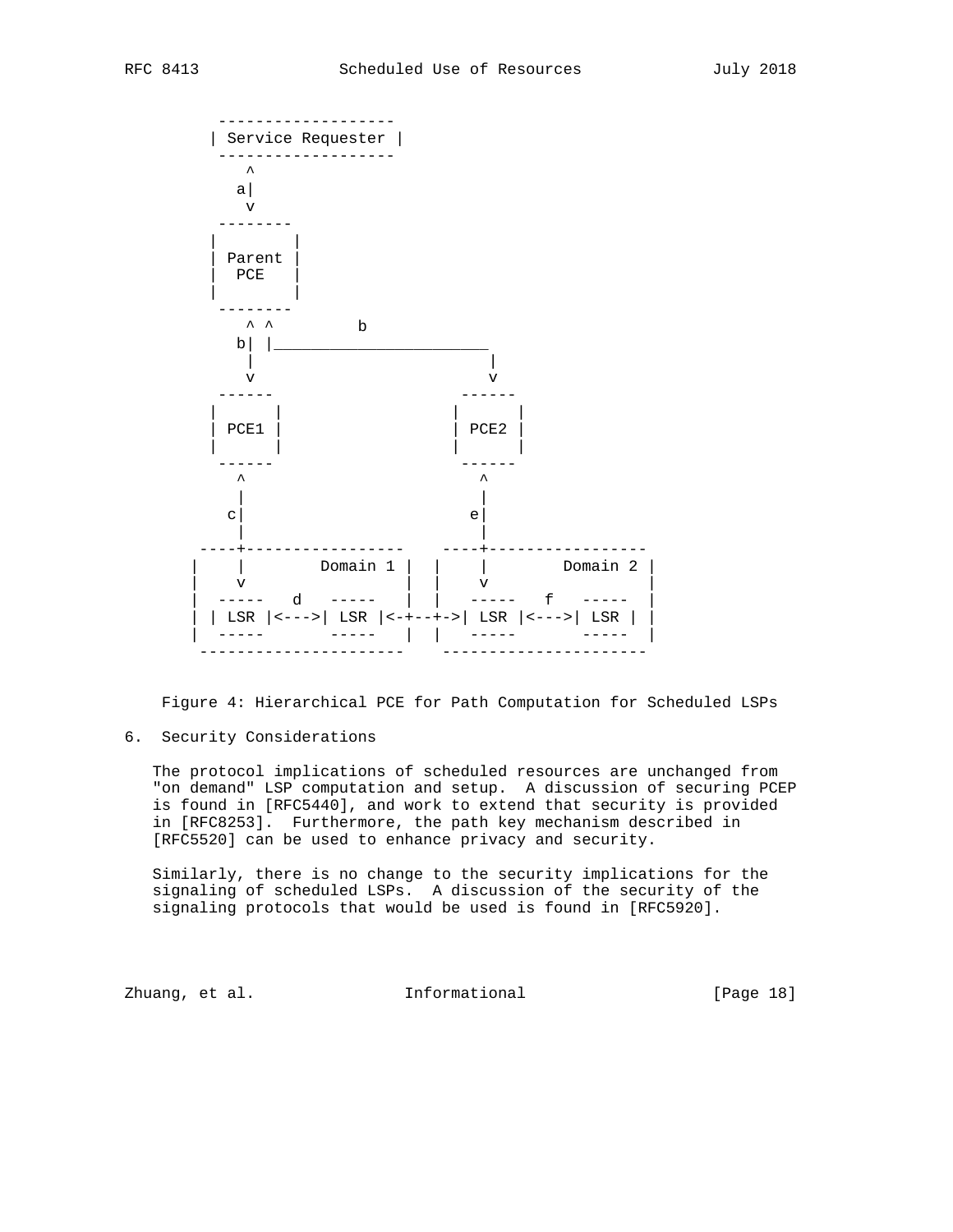```
         -------------------
        | Service Requester |
         -------------------
            ^
           a|
            v
         --------
        |        |
        | Parent |
        |  PCE   |
        |        |
         --------
            ^ ^         b
           b| |_______________________
            |                         |
            v                         v
         ------                    ------
        |      |                  |      |
        | PCE1 |                  | PCE2 |
        |      |                  |      |
         ------                    ------
           ^                         ^
           |                         |
          c|                        e|
           |                         |
       ----+-----------------    ----+-----------------
      |    |        Domain 1 |  |    |        Domain 2 |
      |    v                 |  |    v                 |
      |  -----   d   -----   |  |   -----   f   -----  |
      | | LSR |<--->| LSR |<-+--+->| LSR |<--->| LSR | |
      |  -----       -----   |  |   -----       -----  |
       ---------------------    ---------------------
```

Figure 4: Hierarchical PCE for Path Computation for Scheduled LSPs

## 6. Security Considerations

The protocol implications of scheduled resources are unchanged from "on demand" LSP computation and setup. A discussion of securing PCEP is found in [RFC5440], and work to extend that security is provided in [RFC8253]. Furthermore, the path key mechanism described in [RFC5520] can be used to enhance privacy and security.

Similarly, there is no change to the security implications for the signaling of scheduled LSPs. A discussion of the security of the signaling protocols that would be used is found in [RFC5920].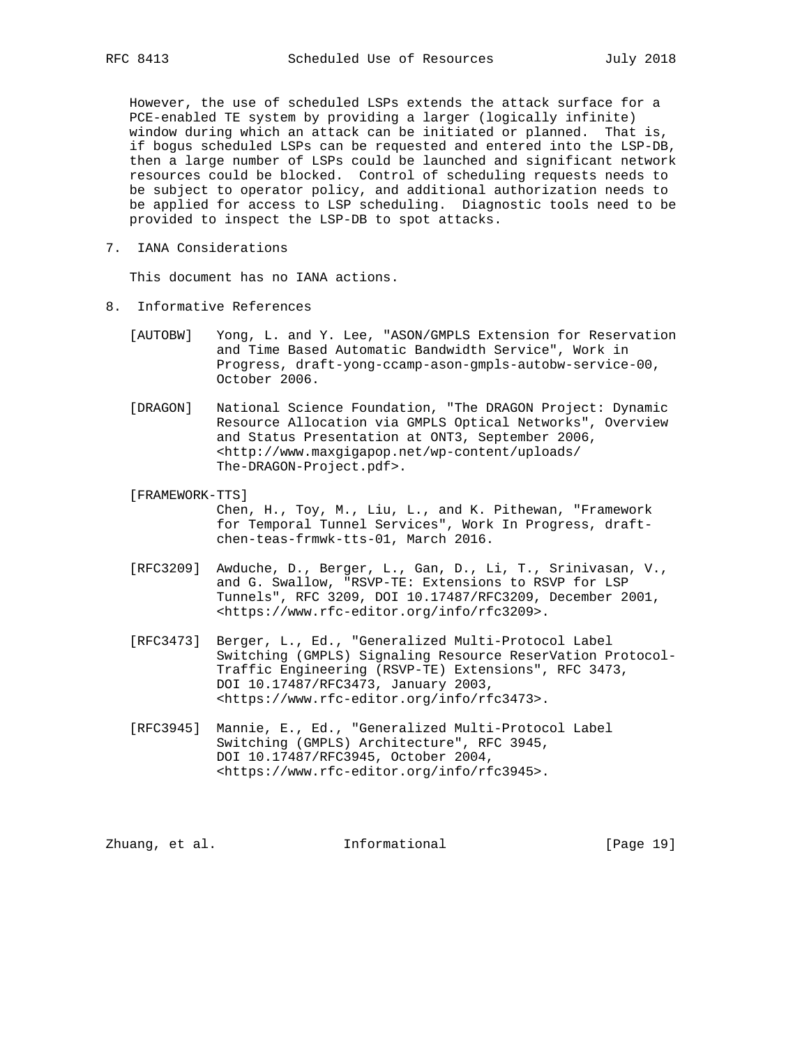However, the use of scheduled LSPs extends the attack surface for a PCE-enabled TE system by providing a larger (logically infinite) window during which an attack can be initiated or planned. That is, if bogus scheduled LSPs can be requested and entered into the LSP-DB, then a large number of LSPs could be launched and significant network resources could be blocked. Control of scheduling requests needs to be subject to operator policy, and additional authorization needs to be applied for access to LSP scheduling. Diagnostic tools need to be provided to inspect the LSP-DB to spot attacks.

## 7. IANA Considerations

This document has no IANA actions.

## 8. Informative References

[AUTOBW] Yong, L. and Y. Lee, "ASON/GMPLS Extension for Reservation and Time Based Automatic Bandwidth Service", Work in Progress, draft-yong-ccamp-ason-gmpls-autobw-service-00, October 2006.

[DRAGON] National Science Foundation, "The DRAGON Project: Dynamic Resource Allocation via GMPLS Optical Networks", Overview and Status Presentation at ONT3, September 2006, <http://www.maxgigapop.net/wp-content/uploads/The-DRAGON-Project.pdf>.

[FRAMEWORK-TTS] Chen, H., Toy, M., Liu, L., and K. Pithewan, "Framework for Temporal Tunnel Services", Work In Progress, draft-chen-teas-frmwk-tts-01, March 2016.

[RFC3209] Awduche, D., Berger, L., Gan, D., Li, T., Srinivasan, V., and G. Swallow, "RSVP-TE: Extensions to RSVP for LSP Tunnels", RFC 3209, DOI 10.17487/RFC3209, December 2001, <https://www.rfc-editor.org/info/rfc3209>.

[RFC3473] Berger, L., Ed., "Generalized Multi-Protocol Label Switching (GMPLS) Signaling Resource ReserVation Protocol-Traffic Engineering (RSVP-TE) Extensions", RFC 3473, DOI 10.17487/RFC3473, January 2003, <https://www.rfc-editor.org/info/rfc3473>.

[RFC3945] Mannie, E., Ed., "Generalized Multi-Protocol Label Switching (GMPLS) Architecture", RFC 3945, DOI 10.17487/RFC3945, October 2004, <https://www.rfc-editor.org/info/rfc3945>.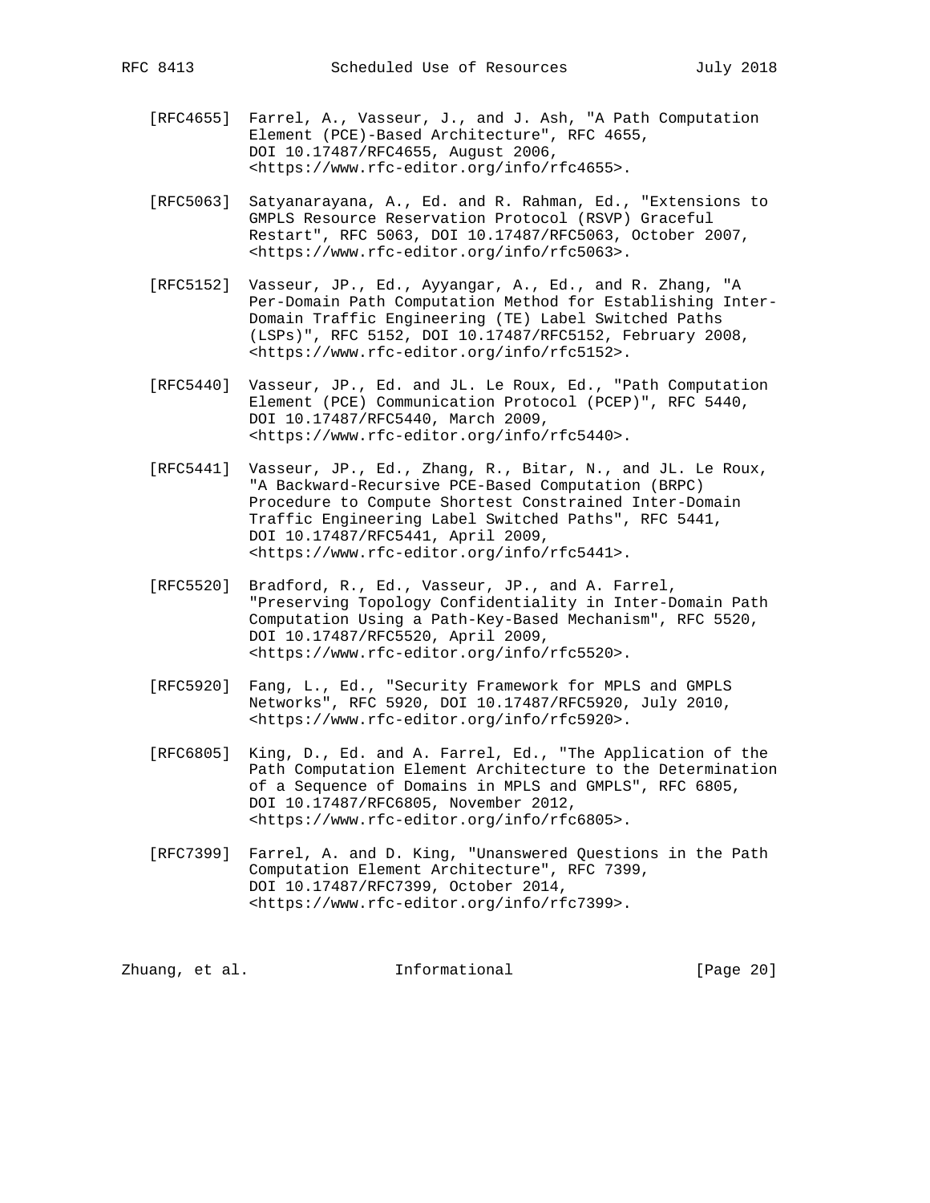[RFC4655] Farrel, A., Vasseur, J., and J. Ash, "A Path Computation Element (PCE)-Based Architecture", RFC 4655, DOI 10.17487/RFC4655, August 2006, <https://www.rfc-editor.org/info/rfc4655>.

[RFC5063] Satyanarayana, A., Ed. and R. Rahman, Ed., "Extensions to GMPLS Resource Reservation Protocol (RSVP) Graceful Restart", RFC 5063, DOI 10.17487/RFC5063, October 2007, <https://www.rfc-editor.org/info/rfc5063>.

[RFC5152] Vasseur, JP., Ed., Ayyangar, A., Ed., and R. Zhang, "A Per-Domain Path Computation Method for Establishing Inter-Domain Traffic Engineering (TE) Label Switched Paths (LSPs)", RFC 5152, DOI 10.17487/RFC5152, February 2008, <https://www.rfc-editor.org/info/rfc5152>.

[RFC5440] Vasseur, JP., Ed. and JL. Le Roux, Ed., "Path Computation Element (PCE) Communication Protocol (PCEP)", RFC 5440, DOI 10.17487/RFC5440, March 2009, <https://www.rfc-editor.org/info/rfc5440>.

[RFC5441] Vasseur, JP., Ed., Zhang, R., Bitar, N., and JL. Le Roux, "A Backward-Recursive PCE-Based Computation (BRPC) Procedure to Compute Shortest Constrained Inter-Domain Traffic Engineering Label Switched Paths", RFC 5441, DOI 10.17487/RFC5441, April 2009, <https://www.rfc-editor.org/info/rfc5441>.

[RFC5520] Bradford, R., Ed., Vasseur, JP., and A. Farrel, "Preserving Topology Confidentiality in Inter-Domain Path Computation Using a Path-Key-Based Mechanism", RFC 5520, DOI 10.17487/RFC5520, April 2009, <https://www.rfc-editor.org/info/rfc5520>.

[RFC5920] Fang, L., Ed., "Security Framework for MPLS and GMPLS Networks", RFC 5920, DOI 10.17487/RFC5920, July 2010, <https://www.rfc-editor.org/info/rfc5920>.

[RFC6805] King, D., Ed. and A. Farrel, Ed., "The Application of the Path Computation Element Architecture to the Determination of a Sequence of Domains in MPLS and GMPLS", RFC 6805, DOI 10.17487/RFC6805, November 2012, <https://www.rfc-editor.org/info/rfc6805>.

[RFC7399] Farrel, A. and D. King, "Unanswered Questions in the Path Computation Element Architecture", RFC 7399, DOI 10.17487/RFC7399, October 2014, <https://www.rfc-editor.org/info/rfc7399>.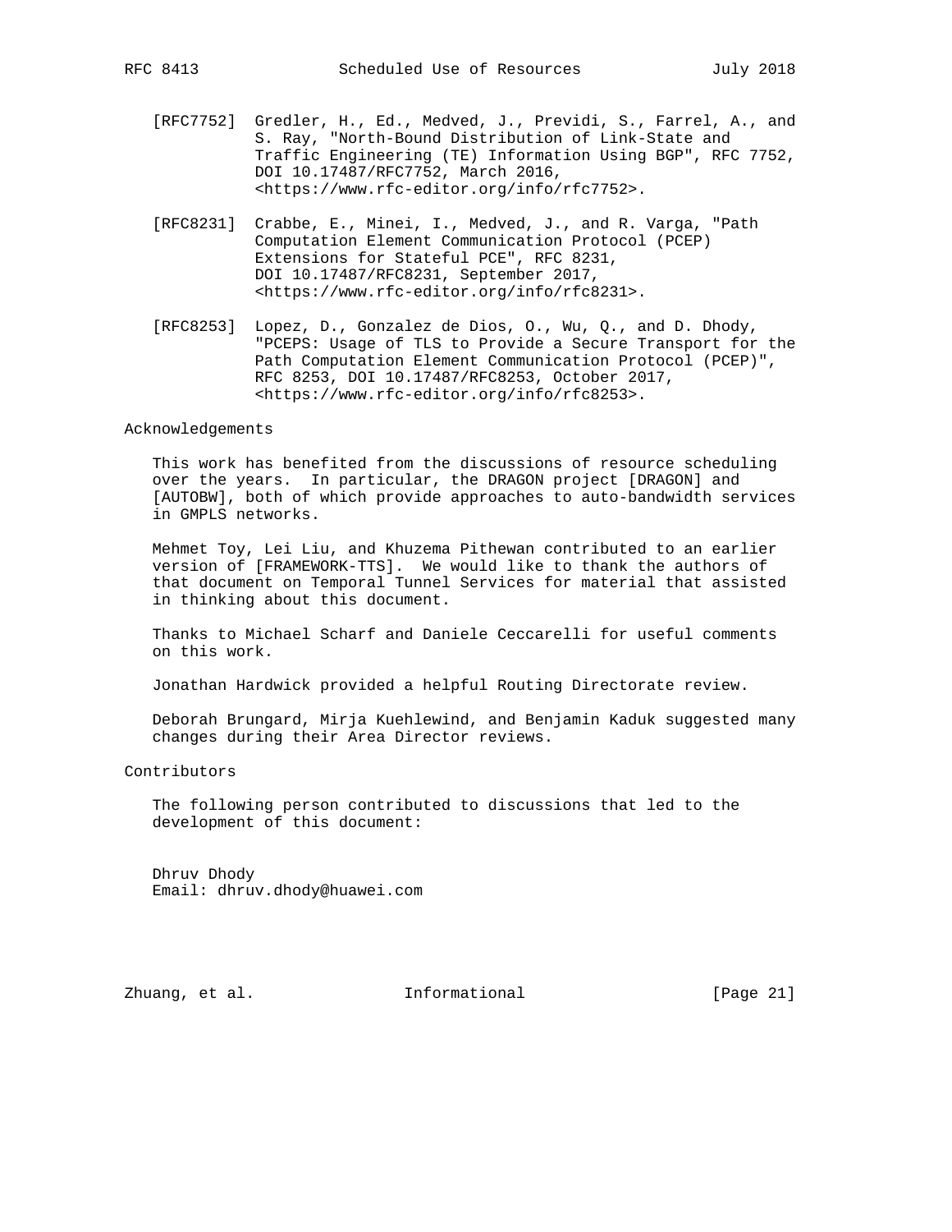[RFC7752] Gredler, H., Ed., Medved, J., Previdi, S., Farrel, A., and S. Ray, "North-Bound Distribution of Link-State and Traffic Engineering (TE) Information Using BGP", RFC 7752, DOI 10.17487/RFC7752, March 2016, <https://www.rfc-editor.org/info/rfc7752>.

[RFC8231] Crabbe, E., Minei, I., Medved, J., and R. Varga, "Path Computation Element Communication Protocol (PCEP) Extensions for Stateful PCE", RFC 8231, DOI 10.17487/RFC8231, September 2017, <https://www.rfc-editor.org/info/rfc8231>.

[RFC8253] Lopez, D., Gonzalez de Dios, O., Wu, Q., and D. Dhody, "PCEPS: Usage of TLS to Provide a Secure Transport for the Path Computation Element Communication Protocol (PCEP)", RFC 8253, DOI 10.17487/RFC8253, October 2017, <https://www.rfc-editor.org/info/rfc8253>.

## Acknowledgements

This work has benefited from the discussions of resource scheduling over the years. In particular, the DRAGON project [DRAGON] and [AUTOBW], both of which provide approaches to auto-bandwidth services in GMPLS networks.

Mehmet Toy, Lei Liu, and Khuzema Pithewan contributed to an earlier version of [FRAMEWORK-TTS]. We would like to thank the authors of that document on Temporal Tunnel Services for material that assisted in thinking about this document.

Thanks to Michael Scharf and Daniele Ceccarelli for useful comments on this work.

Jonathan Hardwick provided a helpful Routing Directorate review.

Deborah Brungard, Mirja Kuehlewind, and Benjamin Kaduk suggested many changes during their Area Director reviews.

## Contributors

The following person contributed to discussions that led to the development of this document:

Dhruv Dhody
Email: dhruv.dhody@huawei.com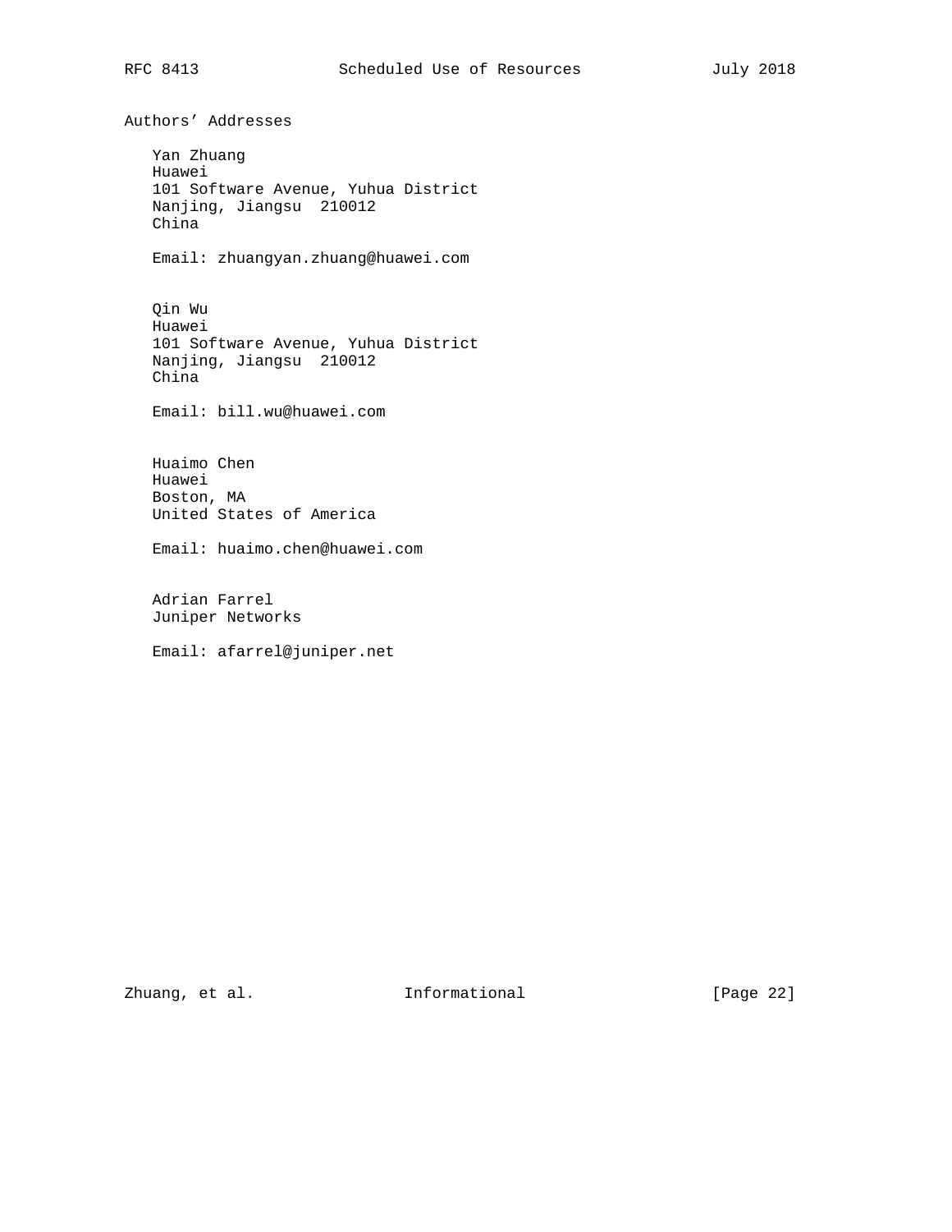## Authors' Addresses

Yan Zhuang
Huawei
101 Software Avenue, Yuhua District
Nanjing, Jiangsu  210012
China

Email: zhuangyan.zhuang@huawei.com

Qin Wu
Huawei
101 Software Avenue, Yuhua District
Nanjing, Jiangsu  210012
China

Email: bill.wu@huawei.com

Huaimo Chen
Huawei
Boston, MA
United States of America

Email: huaimo.chen@huawei.com

Adrian Farrel
Juniper Networks

Email: afarrel@juniper.net